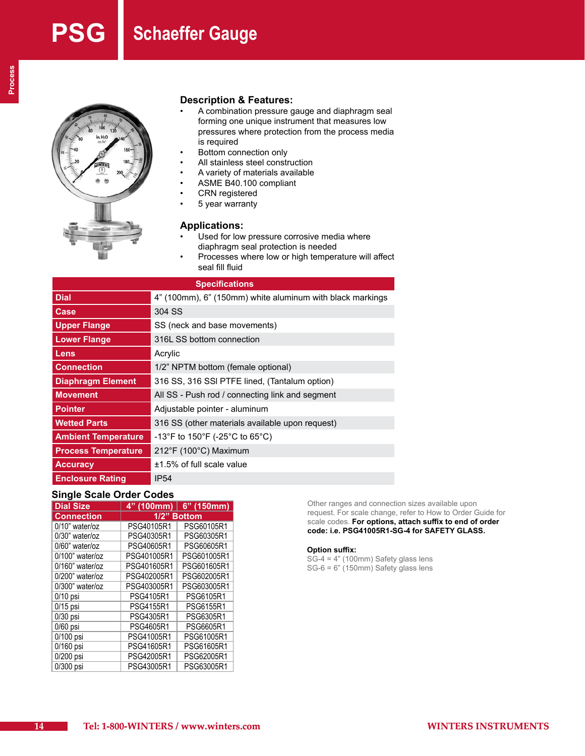# PSG Schaeffer Gauge

### Description & Features:

- A combination pressure gauge and diaphragm seal forming one unique instrument that measures low pressures where protection from the process media is required
- Bottom connection only
- All stainless steel construction
- A variety of materials available
- ASME B40.100 compliant
- CRN registered
- 5 year warranty

### Applications:

- Used for low pressure corrosive media where diaphragm seal protection is needed
- Processes where low or high temperature will affect seal fill fluid

| Specifications | |
|---|---|
| Dial | 4” (100mm), 6” (150mm) white aluminum with black markings |
| Case | 304 SS |
| Upper Flange | SS (neck and base movements) |
| Lower Flange | 316L SS bottom connection |
| Lens | Acrylic |
| Connection | 1/2” NPTM bottom (female optional) |
| Diaphragm Element | 316 SS, 316 SSl PTFE lined, (Tantalum option) |
| Movement | All SS - Push rod / connecting link and segment |
| Pointer | Adjustable pointer - aluminum |
| Wetted Parts | 316 SS (other materials available upon request) |
| Ambient Temperature | -13°F to 150°F (-25°C to 65°C) |
| Process Temperature | 212°F (100°C) Maximum |
| Accuracy | ±1.5% of full scale value |
| Enclosure Rating | IP54 |

### Single Scale Order Codes

| Dial Size | 4” (100mm) | 6” (150mm) |
|---|---|---|
| Connection | 1/2” Bottom | |
| 0/10” water/oz | PSG40105R1 | PSG60105R1 |
| 0/30” water/oz | PSG40305R1 | PSG60305R1 |
| 0/60” water/oz | PSG40605R1 | PSG60605R1 |
| 0/100” water/oz | PSG401005R1 | PSG601005R1 |
| 0/160” water/oz | PSG401605R1 | PSG601605R1 |
| 0/200” water/oz | PSG402005R1 | PSG602005R1 |
| 0/300” water/oz | PSG403005R1 | PSG603005R1 |
| 0/10 psi | PSG4105R1 | PSG6105R1 |
| 0/15 psi | PSG4155R1 | PSG6155R1 |
| 0/30 psi | PSG4305R1 | PSG6305R1 |
| 0/60 psi | PSG4605R1 | PSG6605R1 |
| 0/100 psi | PSG41005R1 | PSG61005R1 |
| 0/160 psi | PSG41605R1 | PSG61605R1 |
| 0/200 psi | PSG42005R1 | PSG62005R1 |
| 0/300 psi | PSG43005R1 | PSG63005R1 |

Other ranges and connection sizes available upon request. For scale change, refer to How to Order Guide for scale codes. **For options, attach suffix to end of order code: i.e. PSG41005R1-SG-4 for SAFETY GLASS.**

**Option suffix:**
SG-4 = 4” (100mm) Safety glass lens
SG-6 = 6” (150mm) Safety glass lens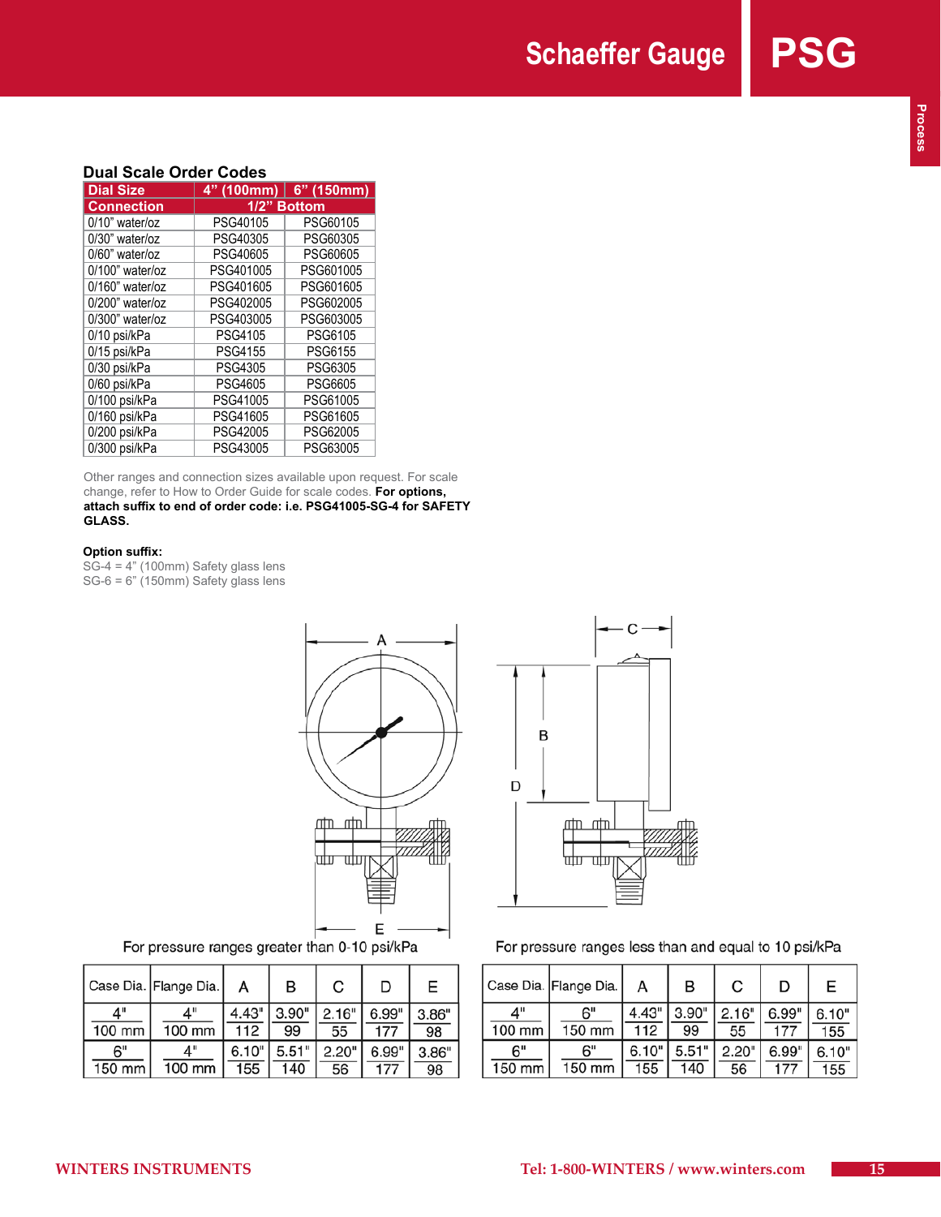## Dual Scale Order Codes

| Dial Size | 4" (100mm) | 6" (150mm) |
|---|---|---|
| Connection | 1/2" Bottom | |
| 0/10" water/oz | PSG40105 | PSG60105 |
| 0/30" water/oz | PSG40305 | PSG60305 |
| 0/60" water/oz | PSG40605 | PSG60605 |
| 0/100" water/oz | PSG401005 | PSG601005 |
| 0/160" water/oz | PSG401605 | PSG601605 |
| 0/200" water/oz | PSG402005 | PSG602005 |
| 0/300" water/oz | PSG403005 | PSG603005 |
| 0/10 psi/kPa | PSG4105 | PSG6105 |
| 0/15 psi/kPa | PSG4155 | PSG6155 |
| 0/30 psi/kPa | PSG4305 | PSG6305 |
| 0/60 psi/kPa | PSG4605 | PSG6605 |
| 0/100 psi/kPa | PSG41005 | PSG61005 |
| 0/160 psi/kPa | PSG41605 | PSG61605 |
| 0/200 psi/kPa | PSG42005 | PSG62005 |
| 0/300 psi/kPa | PSG43005 | PSG63005 |

Other ranges and connection sizes available upon request. For scale change, refer to How to Order Guide for scale codes. **For options, attach suffix to end of order code: i.e. PSG41005-SG-4 for SAFETY GLASS.**

**Option suffix:**
SG-4 = 4" (100mm) Safety glass lens
SG-6 = 6" (150mm) Safety glass lens

A
C
B
D
E

For pressure ranges greater than 0-10 psi/kPa

| Case Dia. | Flange Dia. | A | B | C | D | E |
|---|---|---|---|---|---|---|
| 4" / 100 mm | 4" / 100 mm | 4.43" / 112 | 3.90" / 99 | 2.16" / 55 | 6.99" / 177 | 3.86" / 98 |
| 6" / 150 mm | 4" / 100 mm | 6.10" / 155 | 5.51" / 140 | 2.20" / 56 | 6.99" / 177 | 3.86" / 98 |

For pressure ranges less than and equal to 10 psi/kPa

| Case Dia. | Flange Dia. | A | B | C | D | E |
|---|---|---|---|---|---|---|
| 4" / 100 mm | 6" / 150 mm | 4.43" / 112 | 3.90" / 99 | 2.16" / 55 | 6.99" / 177 | 6.10" / 155 |
| 6" / 150 mm | 6" / 150 mm | 6.10" / 155 | 5.51" / 140 | 2.20" / 56 | 6.99" / 177 | 6.10" / 155 |